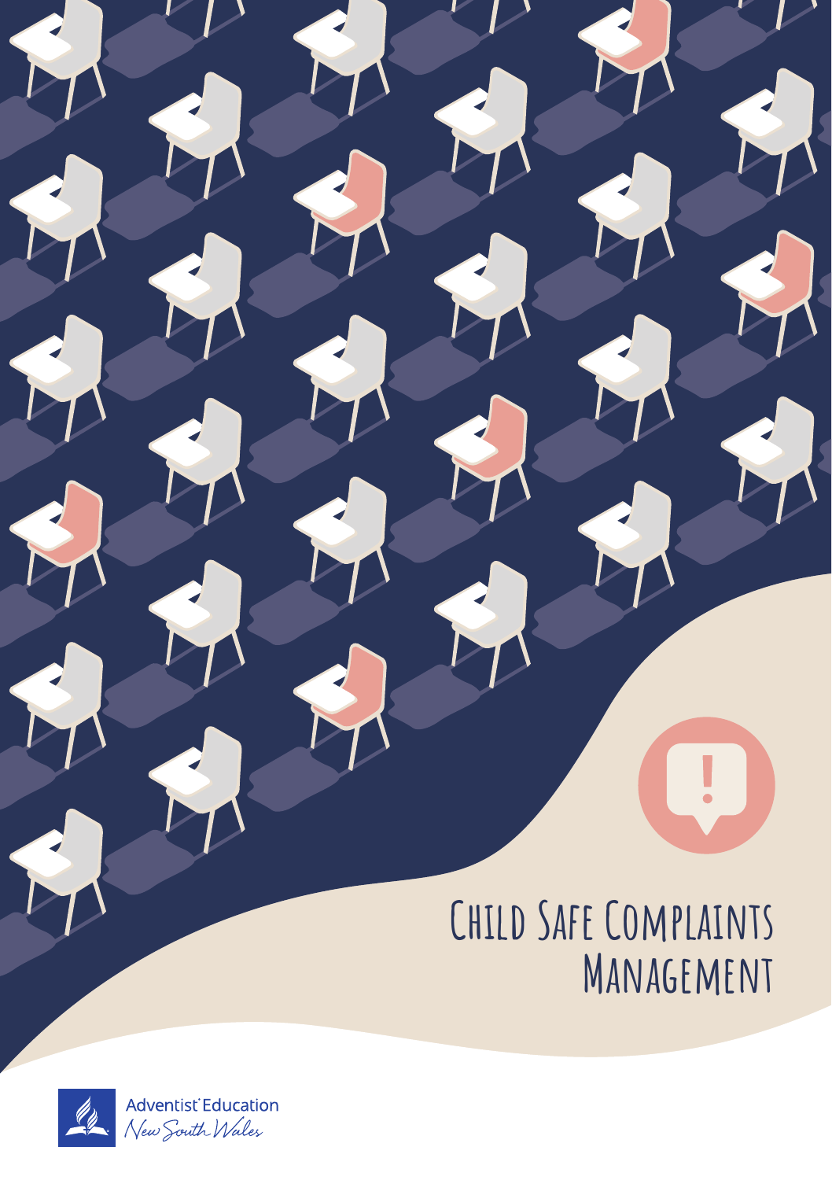# Child Safe Complaints Management

Adventist Education
New South Wales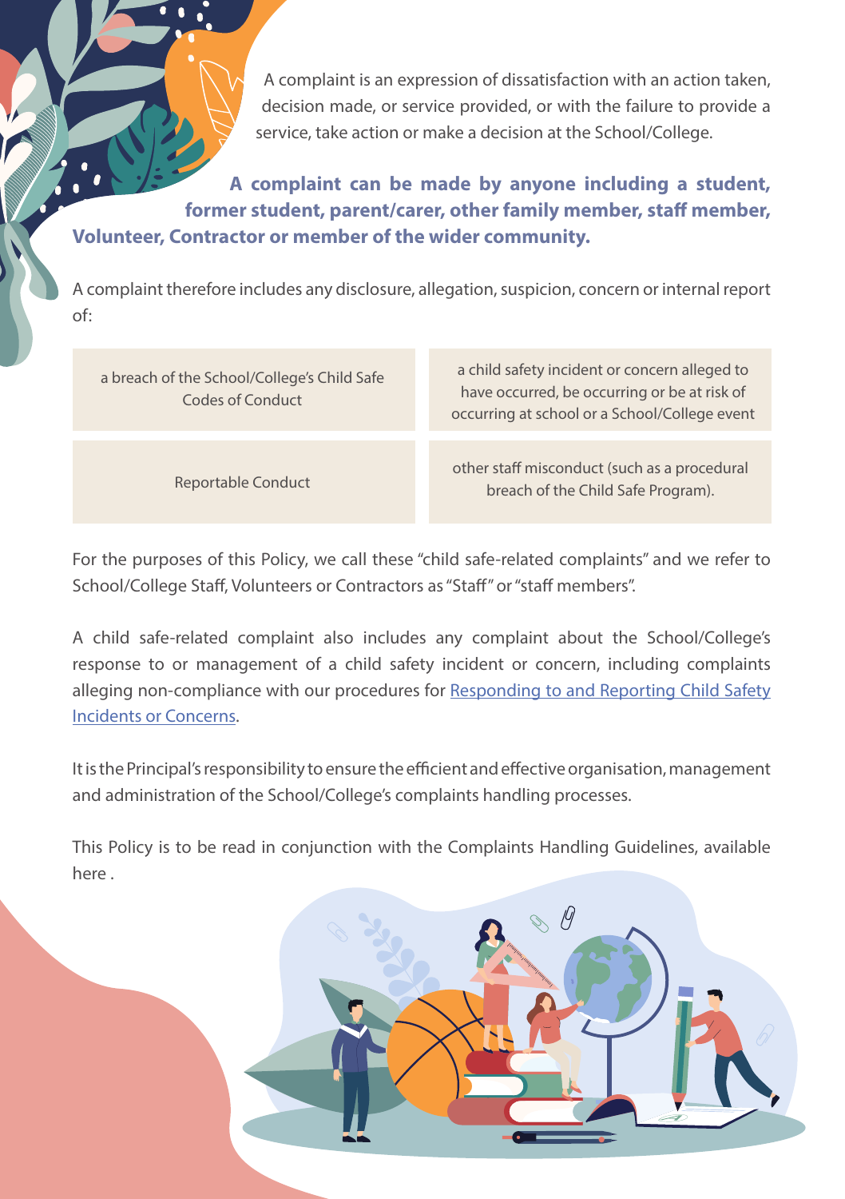A complaint is an expression of dissatisfaction with an action taken, decision made, or service provided, or with the failure to provide a service, take action or make a decision at the School/College.

**A complaint can be made by anyone including a student, former student, parent/carer, other family member, staff member, Volunteer, Contractor or member of the wider community.**

A complaint therefore includes any disclosure, allegation, suspicion, concern or internal report of:

- a breach of the School/College's Child Safe Codes of Conduct
- a child safety incident or concern alleged to have occurred, be occurring or be at risk of occurring at school or a School/College event
- Reportable Conduct
- other staff misconduct (such as a procedural breach of the Child Safe Program).

For the purposes of this Policy, we call these "child safe-related complaints" and we refer to School/College Staff, Volunteers or Contractors as "Staff" or "staff members".

A child safe-related complaint also includes any complaint about the School/College's response to or management of a child safety incident or concern, including complaints alleging non-compliance with our procedures for Responding to and Reporting Child Safety Incidents or Concerns.

It is the Principal's responsibility to ensure the efficient and effective organisation, management and administration of the School/College's complaints handling processes.

This Policy is to be read in conjunction with the Complaints Handling Guidelines, available here .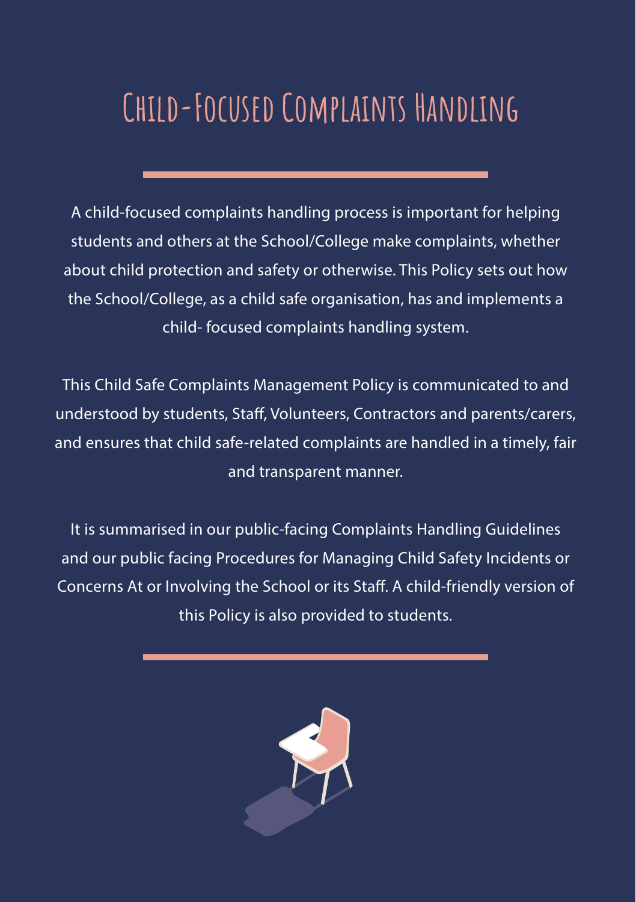# Child-Focused Complaints Handling

A child-focused complaints handling process is important for helping students and others at the School/College make complaints, whether about child protection and safety or otherwise. This Policy sets out how the School/College, as a child safe organisation, has and implements a child- focused complaints handling system.

This Child Safe Complaints Management Policy is communicated to and understood by students, Staff, Volunteers, Contractors and parents/carers, and ensures that child safe-related complaints are handled in a timely, fair and transparent manner.

It is summarised in our public-facing Complaints Handling Guidelines and our public facing Procedures for Managing Child Safety Incidents or Concerns At or Involving the School or its Staff. A child-friendly version of this Policy is also provided to students.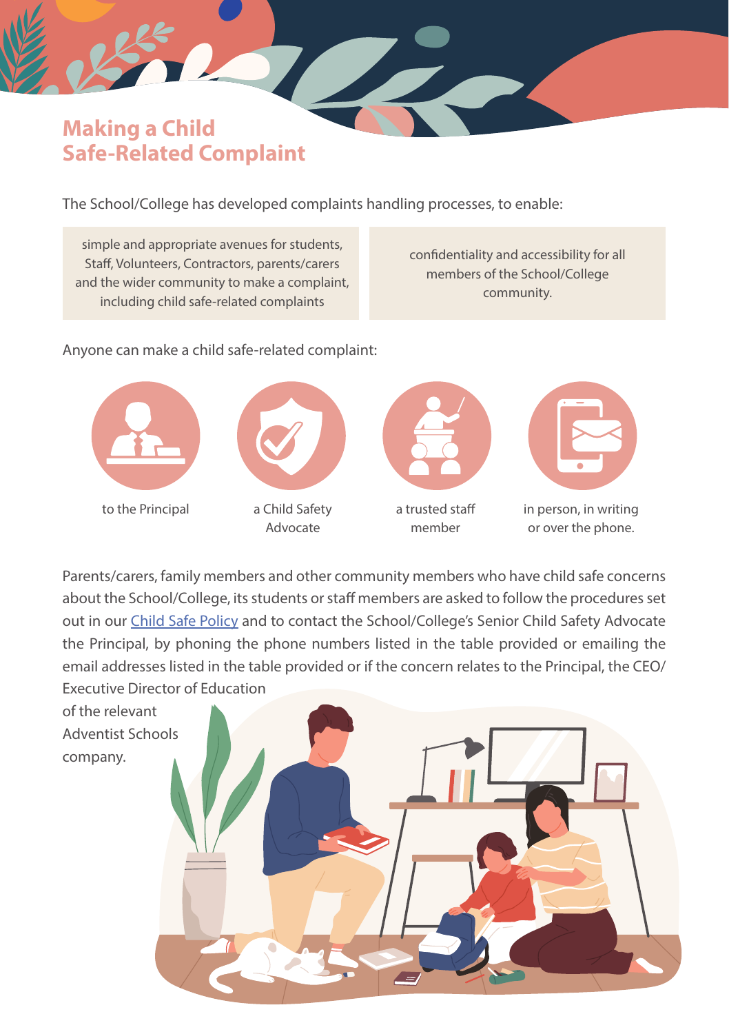# Making a Child Safe-Related Complaint

The School/College has developed complaints handling processes, to enable:

- simple and appropriate avenues for students, Staff, Volunteers, Contractors, parents/carers and the wider community to make a complaint, including child safe-related complaints
- confidentiality and accessibility for all members of the School/College community.

Anyone can make a child safe-related complaint:

- to the Principal
- a Child Safety Advocate
- a trusted staff member
- in person, in writing or over the phone.

Parents/carers, family members and other community members who have child safe concerns about the School/College, its students or staff members are asked to follow the procedures set out in our [Child Safe Policy] and to contact the School/College's Senior Child Safety Advocate the Principal, by phoning the phone numbers listed in the table provided or emailing the email addresses listed in the table provided or if the concern relates to the Principal, the CEO/ Executive Director of Education of the relevant Adventist Schools company.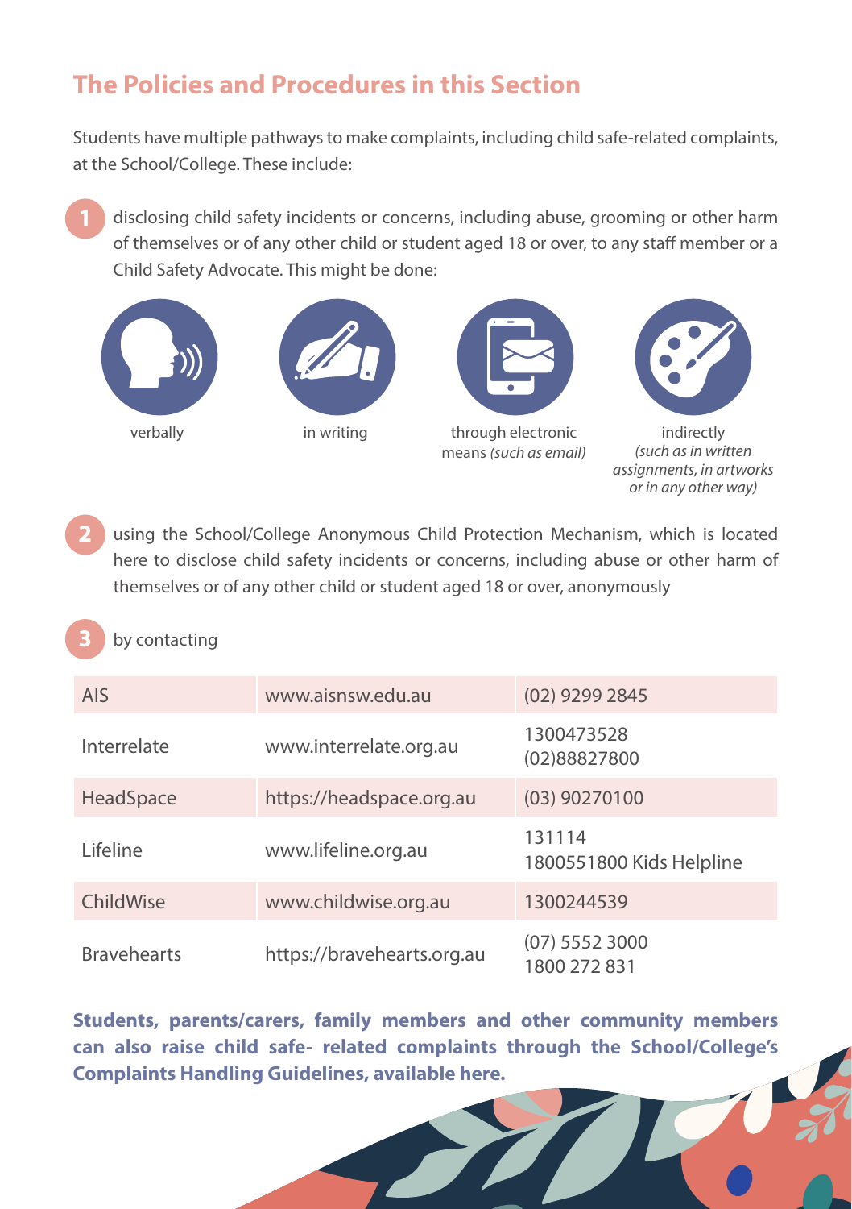## The Policies and Procedures in this Section

Students have multiple pathways to make complaints, including child safe-related complaints, at the School/College. These include:

1. disclosing child safety incidents or concerns, including abuse, grooming or other harm of themselves or of any other child or student aged 18 or over, to any staff member or a Child Safety Advocate. This might be done:
   - verbally
   - in writing
   - through electronic means *(such as email)*
   - indirectly *(such as in written assignments, in artworks or in any other way)*

2. using the School/College Anonymous Child Protection Mechanism, which is located here to disclose child safety incidents or concerns, including abuse or other harm of themselves or of any other child or student aged 18 or over, anonymously

3. by contacting

| | | |
|---|---|---|
| AIS | www.aisnsw.edu.au | (02) 9299 2845 |
| Interrelate | www.interrelate.org.au | 1300473528<br>(02)88827800 |
| HeadSpace | https://headspace.org.au | (03) 90270100 |
| Lifeline | www.lifeline.org.au | 131114<br>1800551800 Kids Helpline |
| ChildWise | www.childwise.org.au | 1300244539 |
| Bravehearts | https://bravehearts.org.au | (07) 5552 3000<br>1800 272 831 |

**Students, parents/carers, family members and other community members can also raise child safe- related complaints through the School/College's Complaints Handling Guidelines, available here.**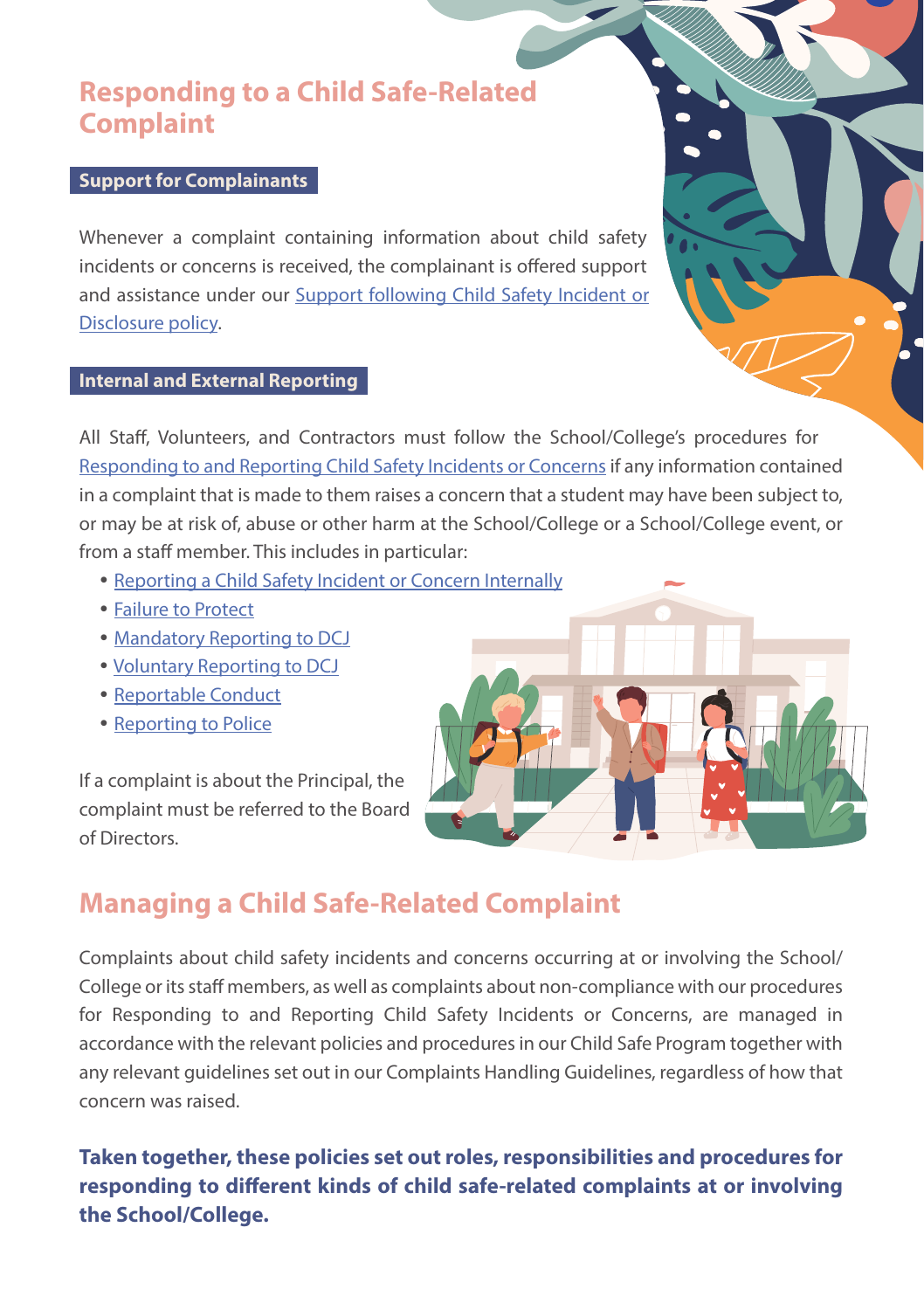# Responding to a Child Safe-Related Complaint

## Support for Complainants

Whenever a complaint containing information about child safety incidents or concerns is received, the complainant is offered support and assistance under our Support following Child Safety Incident or Disclosure policy.

## Internal and External Reporting

All Staff, Volunteers, and Contractors must follow the School/College's procedures for Responding to and Reporting Child Safety Incidents or Concerns if any information contained in a complaint that is made to them raises a concern that a student may have been subject to, or may be at risk of, abuse or other harm at the School/College or a School/College event, or from a staff member. This includes in particular:

- Reporting a Child Safety Incident or Concern Internally
- Failure to Protect
- Mandatory Reporting to DCJ
- Voluntary Reporting to DCJ
- Reportable Conduct
- Reporting to Police

If a complaint is about the Principal, the complaint must be referred to the Board of Directors.

# Managing a Child Safe-Related Complaint

Complaints about child safety incidents and concerns occurring at or involving the School/College or its staff members, as well as complaints about non-compliance with our procedures for Responding to and Reporting Child Safety Incidents or Concerns, are managed in accordance with the relevant policies and procedures in our Child Safe Program together with any relevant guidelines set out in our Complaints Handling Guidelines, regardless of how that concern was raised.

**Taken together, these policies set out roles, responsibilities and procedures for responding to different kinds of child safe-related complaints at or involving the School/College.**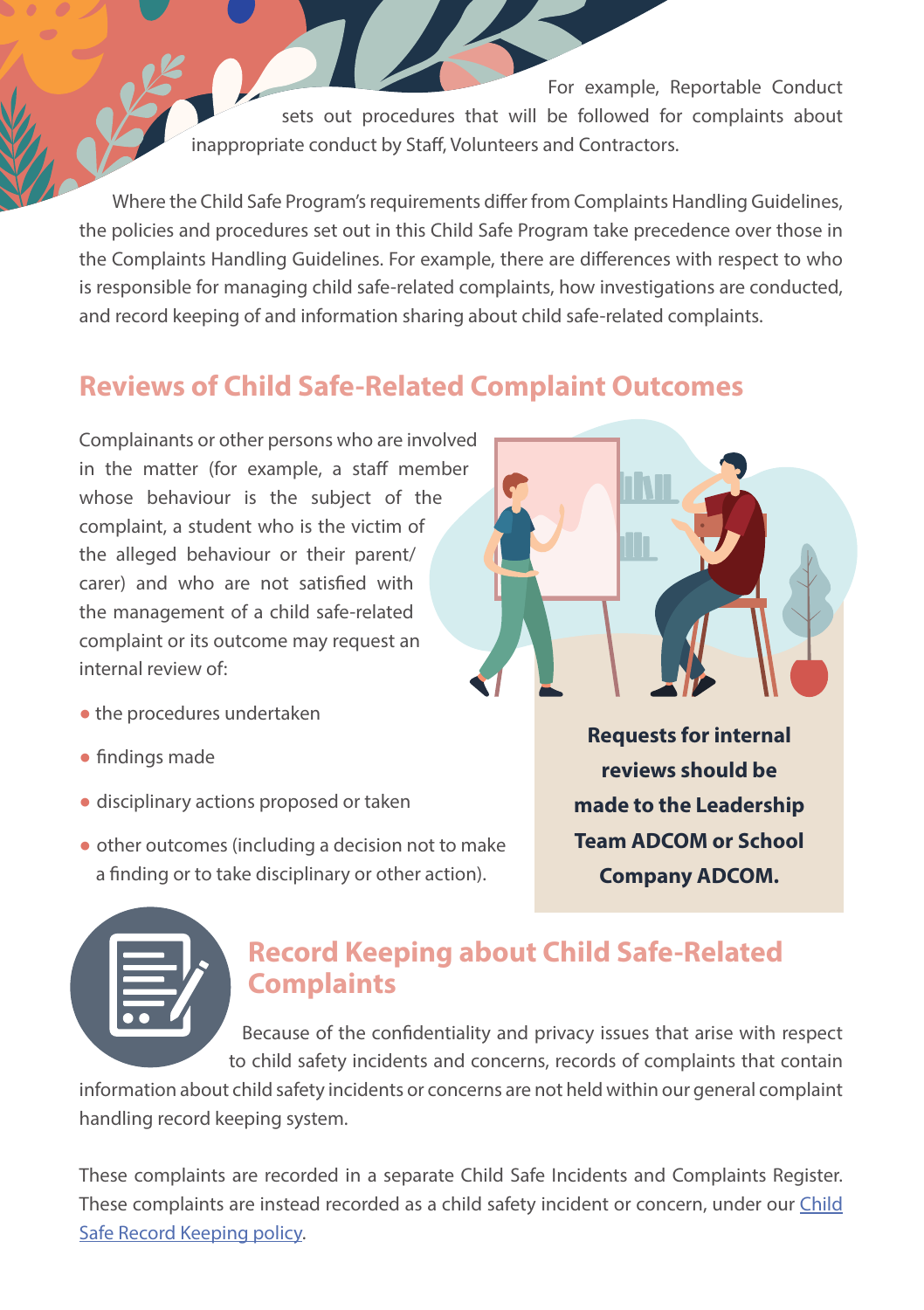For example, Reportable Conduct sets out procedures that will be followed for complaints about inappropriate conduct by Staff, Volunteers and Contractors.

Where the Child Safe Program's requirements differ from Complaints Handling Guidelines, the policies and procedures set out in this Child Safe Program take precedence over those in the Complaints Handling Guidelines. For example, there are differences with respect to who is responsible for managing child safe-related complaints, how investigations are conducted, and record keeping of and information sharing about child safe-related complaints.

## Reviews of Child Safe-Related Complaint Outcomes

Complainants or other persons who are involved in the matter (for example, a staff member whose behaviour is the subject of the complaint, a student who is the victim of the alleged behaviour or their parent/carer) and who are not satisfied with the management of a child safe-related complaint or its outcome may request an internal review of:

- the procedures undertaken
- findings made
- disciplinary actions proposed or taken
- other outcomes (including a decision not to make a finding or to take disciplinary or other action).

**Requests for internal reviews should be made to the Leadership Team ADCOM or School Company ADCOM.**

## Record Keeping about Child Safe-Related Complaints

Because of the confidentiality and privacy issues that arise with respect to child safety incidents and concerns, records of complaints that contain information about child safety incidents or concerns are not held within our general complaint handling record keeping system.

These complaints are recorded in a separate Child Safe Incidents and Complaints Register. These complaints are instead recorded as a child safety incident or concern, under our Child Safe Record Keeping policy.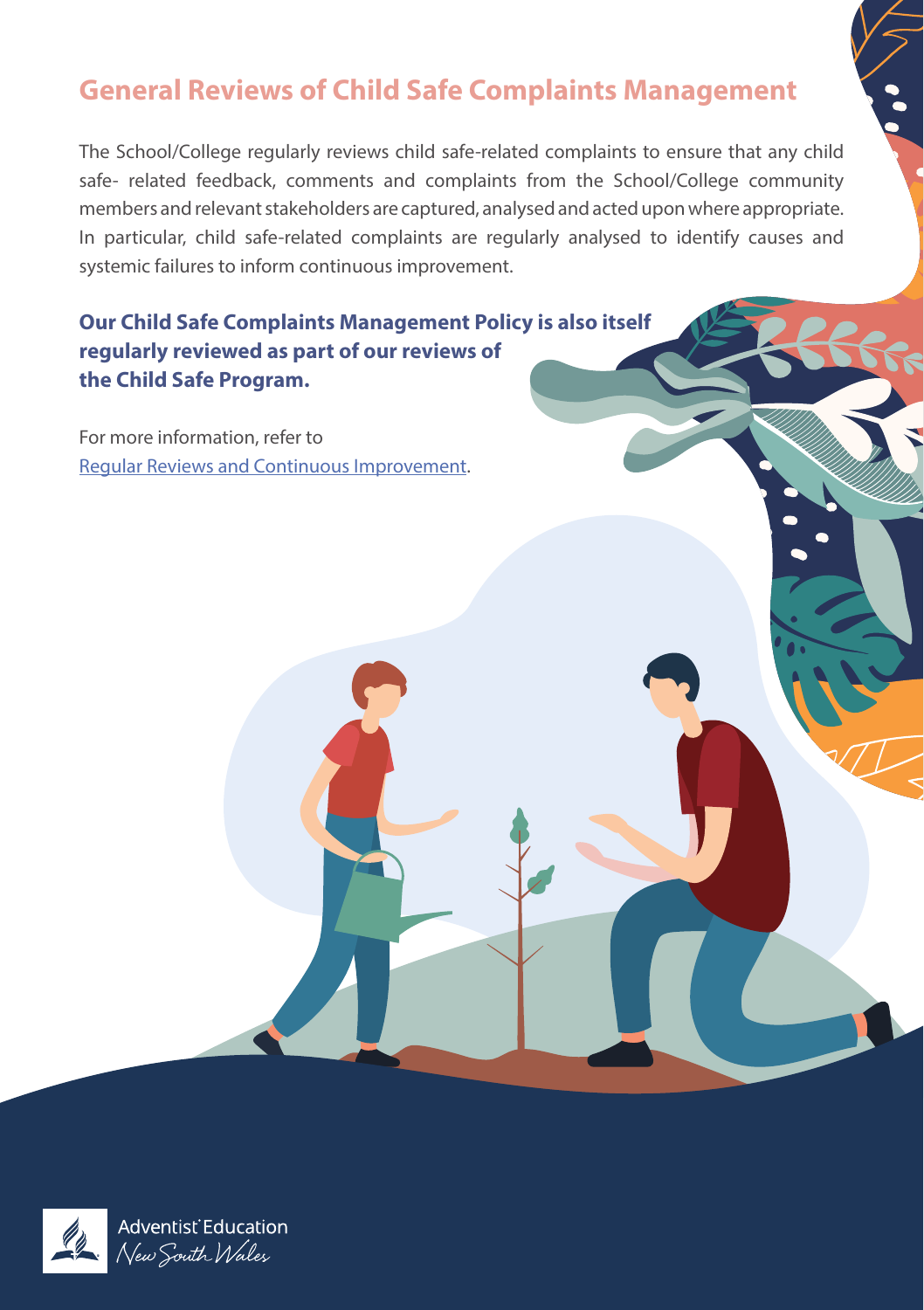## General Reviews of Child Safe Complaints Management

The School/College regularly reviews child safe-related complaints to ensure that any child safe- related feedback, comments and complaints from the School/College community members and relevant stakeholders are captured, analysed and acted upon where appropriate. In particular, child safe-related complaints are regularly analysed to identify causes and systemic failures to inform continuous improvement.

**Our Child Safe Complaints Management Policy is also itself regularly reviewed as part of our reviews of the Child Safe Program.**

For more information, refer to [Regular Reviews and Continuous Improvement](#).

Adventist Education
New South Wales